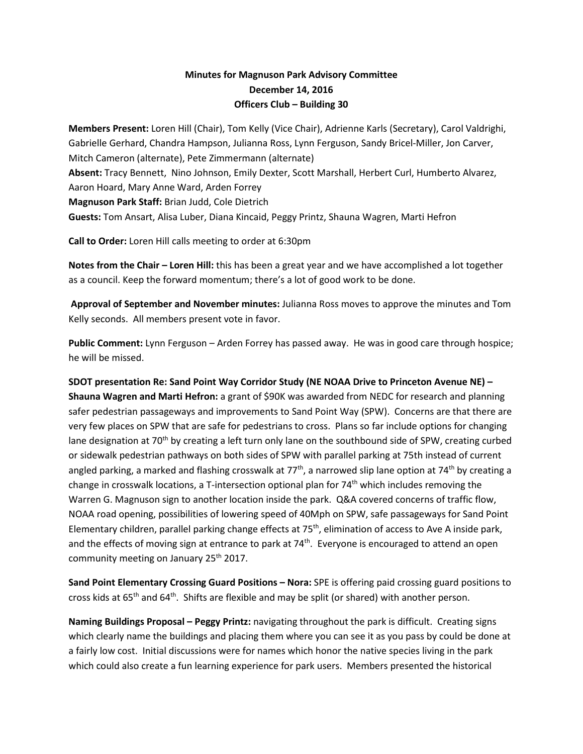# Minutes for Magnuson Park Advisory Committee
## December 14, 2016
## Officers Club – Building 30

**Members Present:** Loren Hill (Chair), Tom Kelly (Vice Chair), Adrienne Karls (Secretary), Carol Valdrighi, Gabrielle Gerhard, Chandra Hampson, Julianna Ross, Lynn Ferguson, Sandy Bricel-Miller, Jon Carver, Mitch Cameron (alternate), Pete Zimmermann (alternate)
**Absent:** Tracy Bennett, Nino Johnson, Emily Dexter, Scott Marshall, Herbert Curl, Humberto Alvarez, Aaron Hoard, Mary Anne Ward, Arden Forrey
**Magnuson Park Staff:** Brian Judd, Cole Dietrich
**Guests:** Tom Ansart, Alisa Luber, Diana Kincaid, Peggy Printz, Shauna Wagren, Marti Hefron

**Call to Order:** Loren Hill calls meeting to order at 6:30pm

**Notes from the Chair – Loren Hill:** this has been a great year and we have accomplished a lot together as a council. Keep the forward momentum; there's a lot of good work to be done.

**Approval of September and November minutes:** Julianna Ross moves to approve the minutes and Tom Kelly seconds. All members present vote in favor.

**Public Comment:** Lynn Ferguson – Arden Forrey has passed away. He was in good care through hospice; he will be missed.

**SDOT presentation Re: Sand Point Way Corridor Study (NE NOAA Drive to Princeton Avenue NE) – Shauna Wagren and Marti Hefron:** a grant of $90K was awarded from NEDC for research and planning safer pedestrian passageways and improvements to Sand Point Way (SPW). Concerns are that there are very few places on SPW that are safe for pedestrians to cross. Plans so far include options for changing lane designation at 70th by creating a left turn only lane on the southbound side of SPW, creating curbed or sidewalk pedestrian pathways on both sides of SPW with parallel parking at 75th instead of current angled parking, a marked and flashing crosswalk at 77th, a narrowed slip lane option at 74th by creating a change in crosswalk locations, a T-intersection optional plan for 74th which includes removing the Warren G. Magnuson sign to another location inside the park. Q&A covered concerns of traffic flow, NOAA road opening, possibilities of lowering speed of 40Mph on SPW, safe passageways for Sand Point Elementary children, parallel parking change effects at 75th, elimination of access to Ave A inside park, and the effects of moving sign at entrance to park at 74th. Everyone is encouraged to attend an open community meeting on January 25th 2017.

**Sand Point Elementary Crossing Guard Positions – Nora:** SPE is offering paid crossing guard positions to cross kids at 65th and 64th. Shifts are flexible and may be split (or shared) with another person.

**Naming Buildings Proposal – Peggy Printz:** navigating throughout the park is difficult. Creating signs which clearly name the buildings and placing them where you can see it as you pass by could be done at a fairly low cost. Initial discussions were for names which honor the native species living in the park which could also create a fun learning experience for park users. Members presented the historical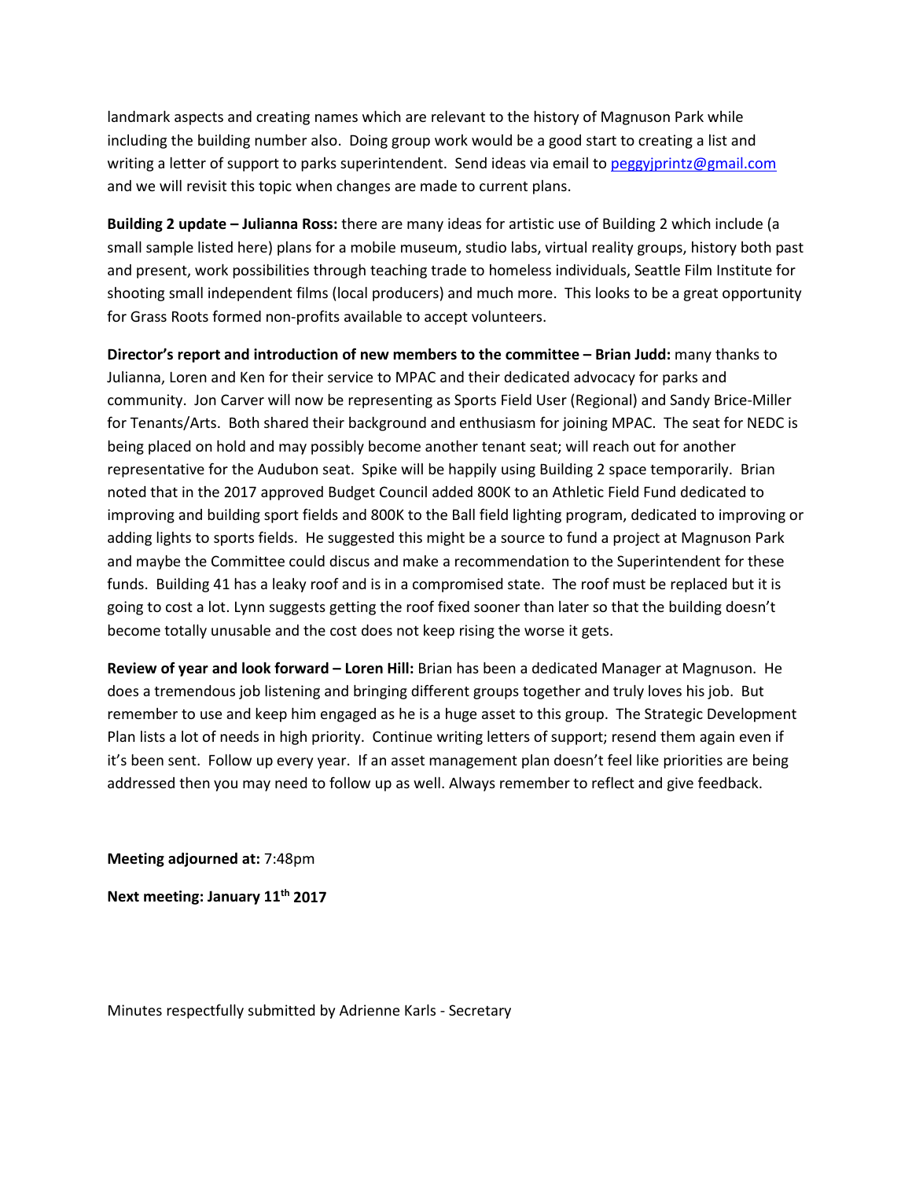landmark aspects and creating names which are relevant to the history of Magnuson Park while including the building number also. Doing group work would be a good start to creating a list and writing a letter of support to parks superintendent. Send ideas via email to peggyjprintz@gmail.com and we will revisit this topic when changes are made to current plans.

**Building 2 update – Julianna Ross:** there are many ideas for artistic use of Building 2 which include (a small sample listed here) plans for a mobile museum, studio labs, virtual reality groups, history both past and present, work possibilities through teaching trade to homeless individuals, Seattle Film Institute for shooting small independent films (local producers) and much more. This looks to be a great opportunity for Grass Roots formed non-profits available to accept volunteers.

**Director's report and introduction of new members to the committee – Brian Judd:** many thanks to Julianna, Loren and Ken for their service to MPAC and their dedicated advocacy for parks and community. Jon Carver will now be representing as Sports Field User (Regional) and Sandy Brice-Miller for Tenants/Arts. Both shared their background and enthusiasm for joining MPAC. The seat for NEDC is being placed on hold and may possibly become another tenant seat; will reach out for another representative for the Audubon seat. Spike will be happily using Building 2 space temporarily. Brian noted that in the 2017 approved Budget Council added 800K to an Athletic Field Fund dedicated to improving and building sport fields and 800K to the Ball field lighting program, dedicated to improving or adding lights to sports fields. He suggested this might be a source to fund a project at Magnuson Park and maybe the Committee could discus and make a recommendation to the Superintendent for these funds. Building 41 has a leaky roof and is in a compromised state. The roof must be replaced but it is going to cost a lot. Lynn suggests getting the roof fixed sooner than later so that the building doesn't become totally unusable and the cost does not keep rising the worse it gets.

**Review of year and look forward – Loren Hill:** Brian has been a dedicated Manager at Magnuson. He does a tremendous job listening and bringing different groups together and truly loves his job. But remember to use and keep him engaged as he is a huge asset to this group. The Strategic Development Plan lists a lot of needs in high priority. Continue writing letters of support; resend them again even if it's been sent. Follow up every year. If an asset management plan doesn't feel like priorities are being addressed then you may need to follow up as well. Always remember to reflect and give feedback.

**Meeting adjourned at:** 7:48pm

**Next meeting: January 11th 2017**

Minutes respectfully submitted by Adrienne Karls - Secretary